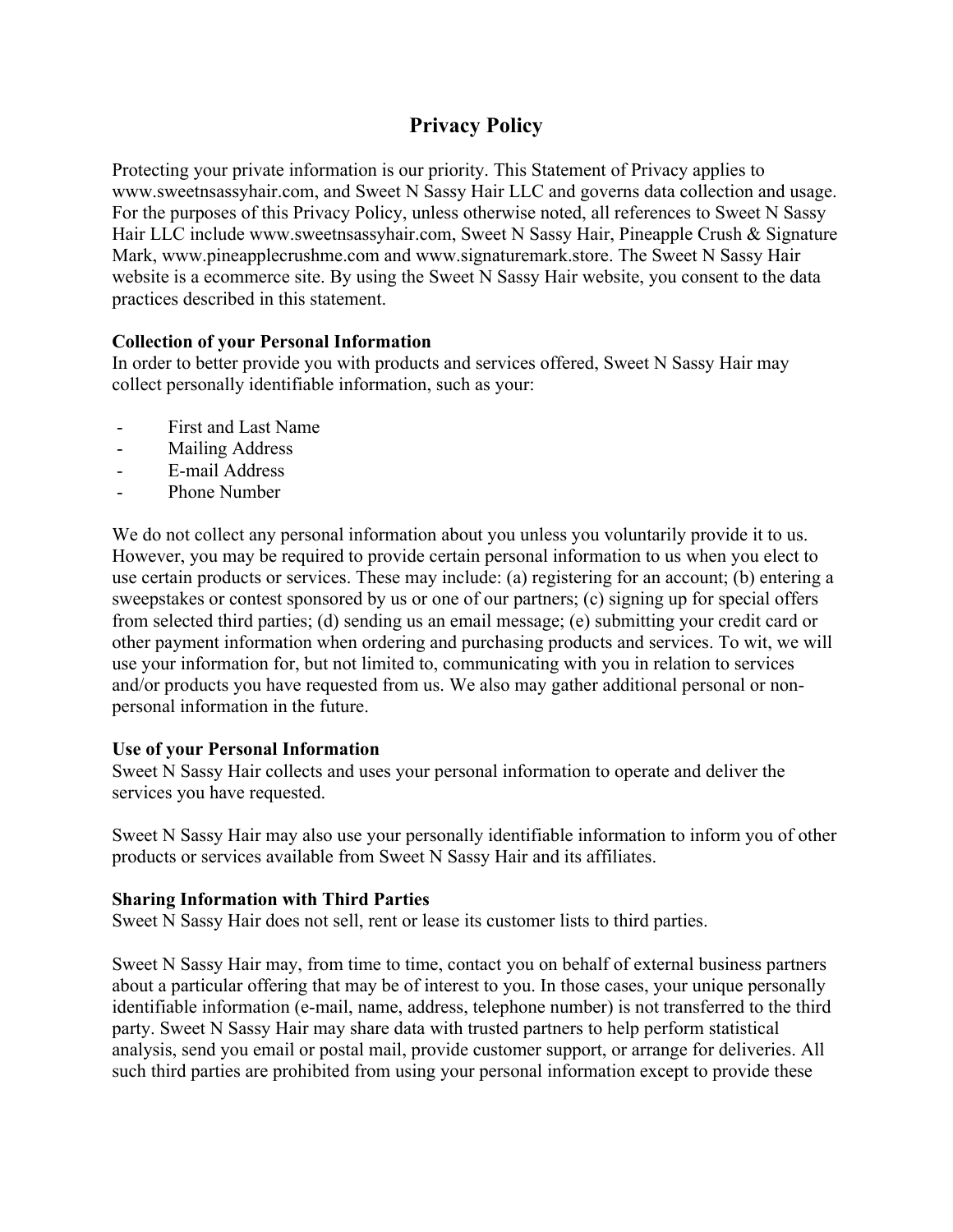# Privacy Policy

Protecting your private information is our priority. This Statement of Privacy applies to www.sweetnsassyhair.com, and Sweet N Sassy Hair LLC and governs data collection and usage. For the purposes of this Privacy Policy, unless otherwise noted, all references to Sweet N Sassy Hair LLC include www.sweetnsassyhair.com, Sweet N Sassy Hair, Pineapple Crush & Signature Mark, www.pineapplecrushme.com and www.signaturemark.store. The Sweet N Sassy Hair website is a ecommerce site. By using the Sweet N Sassy Hair website, you consent to the data practices described in this statement.

**Collection of your Personal Information**
In order to better provide you with products and services offered, Sweet N Sassy Hair may collect personally identifiable information, such as your:

- First and Last Name
- Mailing Address
- E-mail Address
- Phone Number

We do not collect any personal information about you unless you voluntarily provide it to us. However, you may be required to provide certain personal information to us when you elect to use certain products or services. These may include: (a) registering for an account; (b) entering a sweepstakes or contest sponsored by us or one of our partners; (c) signing up for special offers from selected third parties; (d) sending us an email message; (e) submitting your credit card or other payment information when ordering and purchasing products and services. To wit, we will use your information for, but not limited to, communicating with you in relation to services and/or products you have requested from us. We also may gather additional personal or non-personal information in the future.

**Use of your Personal Information**
Sweet N Sassy Hair collects and uses your personal information to operate and deliver the services you have requested.

Sweet N Sassy Hair may also use your personally identifiable information to inform you of other products or services available from Sweet N Sassy Hair and its affiliates.

**Sharing Information with Third Parties**
Sweet N Sassy Hair does not sell, rent or lease its customer lists to third parties.

Sweet N Sassy Hair may, from time to time, contact you on behalf of external business partners about a particular offering that may be of interest to you. In those cases, your unique personally identifiable information (e-mail, name, address, telephone number) is not transferred to the third party. Sweet N Sassy Hair may share data with trusted partners to help perform statistical analysis, send you email or postal mail, provide customer support, or arrange for deliveries. All such third parties are prohibited from using your personal information except to provide these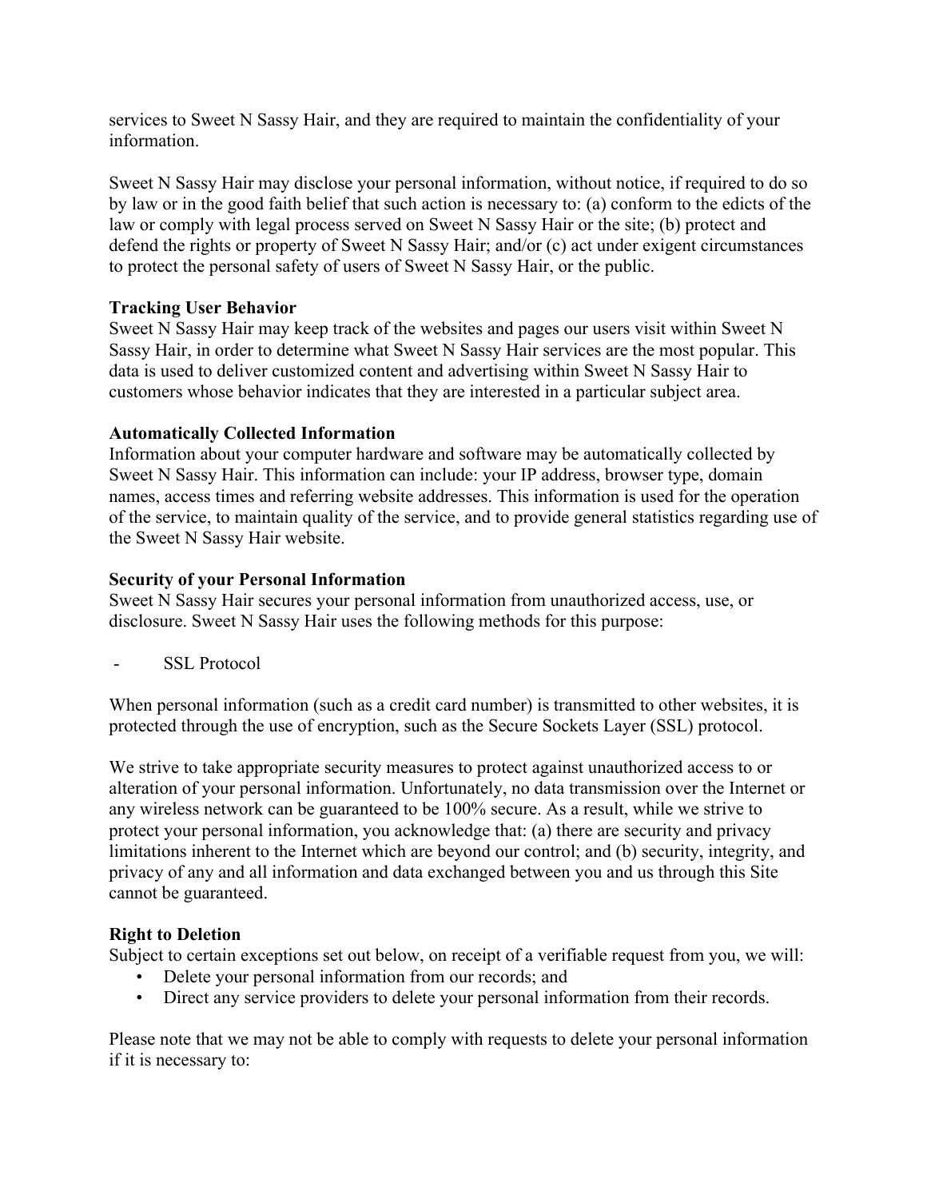services to Sweet N Sassy Hair, and they are required to maintain the confidentiality of your information.

Sweet N Sassy Hair may disclose your personal information, without notice, if required to do so by law or in the good faith belief that such action is necessary to: (a) conform to the edicts of the law or comply with legal process served on Sweet N Sassy Hair or the site; (b) protect and defend the rights or property of Sweet N Sassy Hair; and/or (c) act under exigent circumstances to protect the personal safety of users of Sweet N Sassy Hair, or the public.

**Tracking User Behavior**
Sweet N Sassy Hair may keep track of the websites and pages our users visit within Sweet N Sassy Hair, in order to determine what Sweet N Sassy Hair services are the most popular. This data is used to deliver customized content and advertising within Sweet N Sassy Hair to customers whose behavior indicates that they are interested in a particular subject area.

**Automatically Collected Information**
Information about your computer hardware and software may be automatically collected by Sweet N Sassy Hair. This information can include: your IP address, browser type, domain names, access times and referring website addresses. This information is used for the operation of the service, to maintain quality of the service, and to provide general statistics regarding use of the Sweet N Sassy Hair website.

**Security of your Personal Information**
Sweet N Sassy Hair secures your personal information from unauthorized access, use, or disclosure. Sweet N Sassy Hair uses the following methods for this purpose:

- SSL Protocol

When personal information (such as a credit card number) is transmitted to other websites, it is protected through the use of encryption, such as the Secure Sockets Layer (SSL) protocol.

We strive to take appropriate security measures to protect against unauthorized access to or alteration of your personal information. Unfortunately, no data transmission over the Internet or any wireless network can be guaranteed to be 100% secure. As a result, while we strive to protect your personal information, you acknowledge that: (a) there are security and privacy limitations inherent to the Internet which are beyond our control; and (b) security, integrity, and privacy of any and all information and data exchanged between you and us through this Site cannot be guaranteed.

**Right to Deletion**
Subject to certain exceptions set out below, on receipt of a verifiable request from you, we will:

- Delete your personal information from our records; and
- Direct any service providers to delete your personal information from their records.

Please note that we may not be able to comply with requests to delete your personal information if it is necessary to: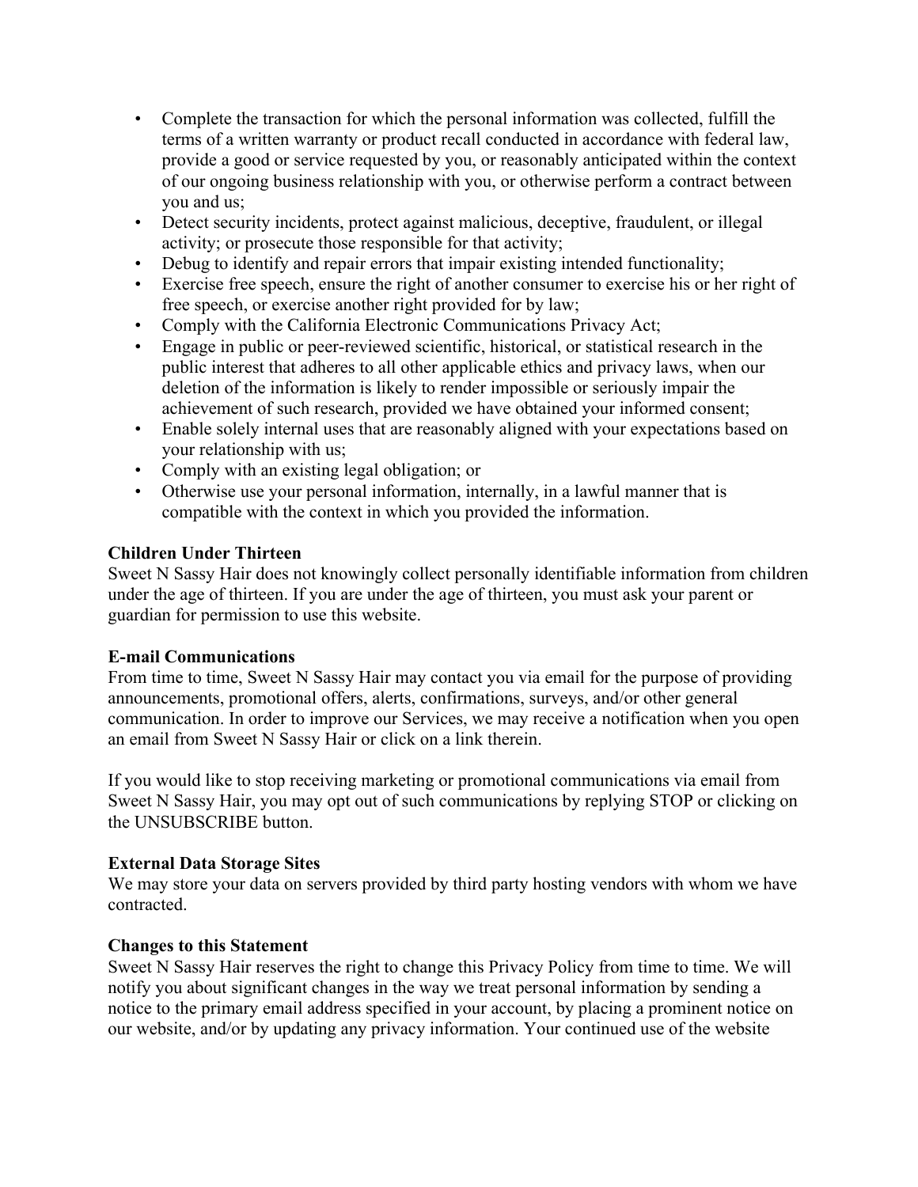- Complete the transaction for which the personal information was collected, fulfill the terms of a written warranty or product recall conducted in accordance with federal law, provide a good or service requested by you, or reasonably anticipated within the context of our ongoing business relationship with you, or otherwise perform a contract between you and us;
- Detect security incidents, protect against malicious, deceptive, fraudulent, or illegal activity; or prosecute those responsible for that activity;
- Debug to identify and repair errors that impair existing intended functionality;
- Exercise free speech, ensure the right of another consumer to exercise his or her right of free speech, or exercise another right provided for by law;
- Comply with the California Electronic Communications Privacy Act;
- Engage in public or peer-reviewed scientific, historical, or statistical research in the public interest that adheres to all other applicable ethics and privacy laws, when our deletion of the information is likely to render impossible or seriously impair the achievement of such research, provided we have obtained your informed consent;
- Enable solely internal uses that are reasonably aligned with your expectations based on your relationship with us;
- Comply with an existing legal obligation; or
- Otherwise use your personal information, internally, in a lawful manner that is compatible with the context in which you provided the information.

**Children Under Thirteen**
Sweet N Sassy Hair does not knowingly collect personally identifiable information from children under the age of thirteen. If you are under the age of thirteen, you must ask your parent or guardian for permission to use this website.

**E-mail Communications**
From time to time, Sweet N Sassy Hair may contact you via email for the purpose of providing announcements, promotional offers, alerts, confirmations, surveys, and/or other general communication. In order to improve our Services, we may receive a notification when you open an email from Sweet N Sassy Hair or click on a link therein.

If you would like to stop receiving marketing or promotional communications via email from Sweet N Sassy Hair, you may opt out of such communications by replying STOP or clicking on the UNSUBSCRIBE button.

**External Data Storage Sites**
We may store your data on servers provided by third party hosting vendors with whom we have contracted.

**Changes to this Statement**
Sweet N Sassy Hair reserves the right to change this Privacy Policy from time to time. We will notify you about significant changes in the way we treat personal information by sending a notice to the primary email address specified in your account, by placing a prominent notice on our website, and/or by updating any privacy information. Your continued use of the website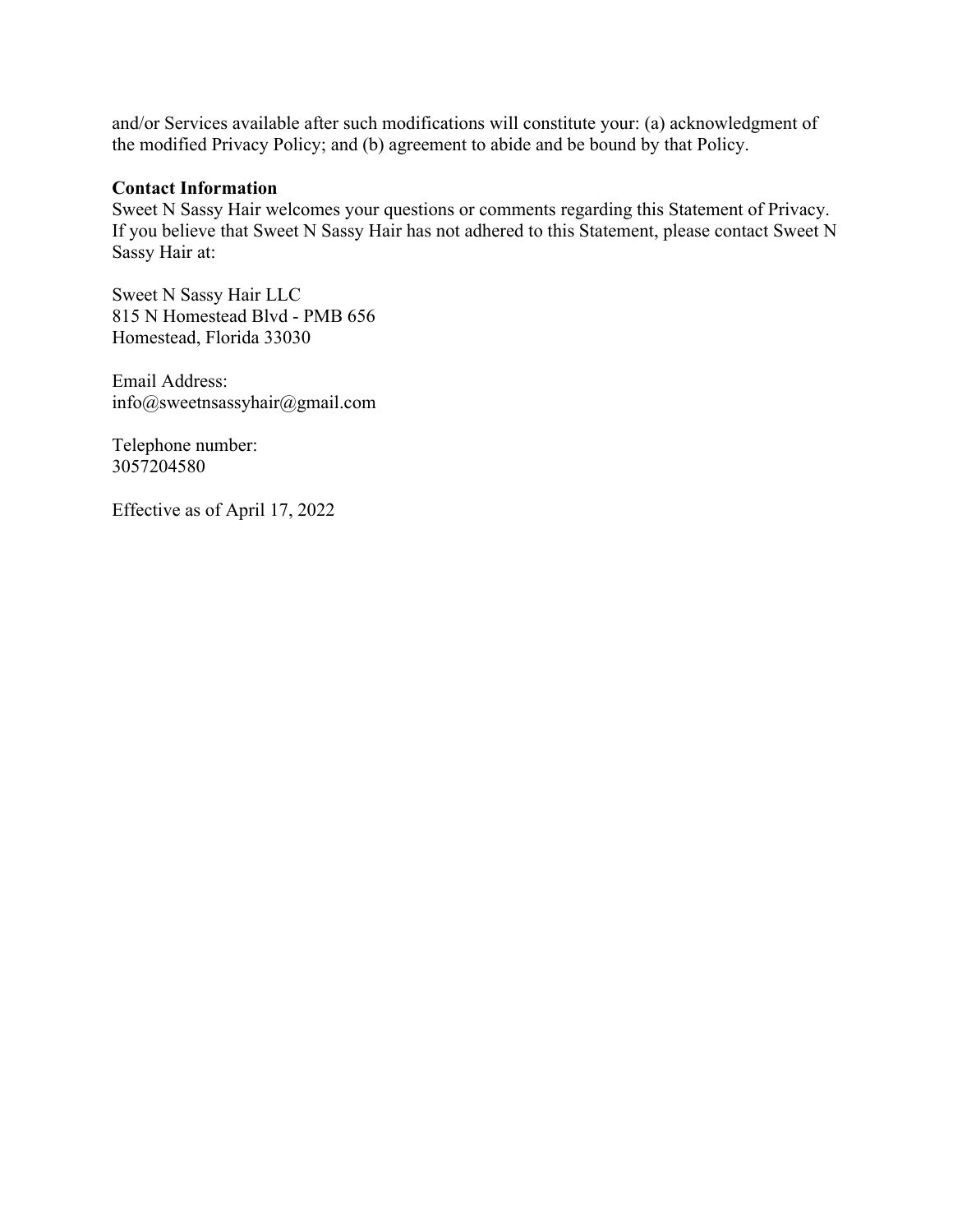and/or Services available after such modifications will constitute your: (a) acknowledgment of the modified Privacy Policy; and (b) agreement to abide and be bound by that Policy.

**Contact Information**

Sweet N Sassy Hair welcomes your questions or comments regarding this Statement of Privacy. If you believe that Sweet N Sassy Hair has not adhered to this Statement, please contact Sweet N Sassy Hair at:

Sweet N Sassy Hair LLC
815 N Homestead Blvd - PMB 656
Homestead, Florida 33030

Email Address:
info@sweetnsassyhair@gmail.com

Telephone number:
3057204580

Effective as of April 17, 2022